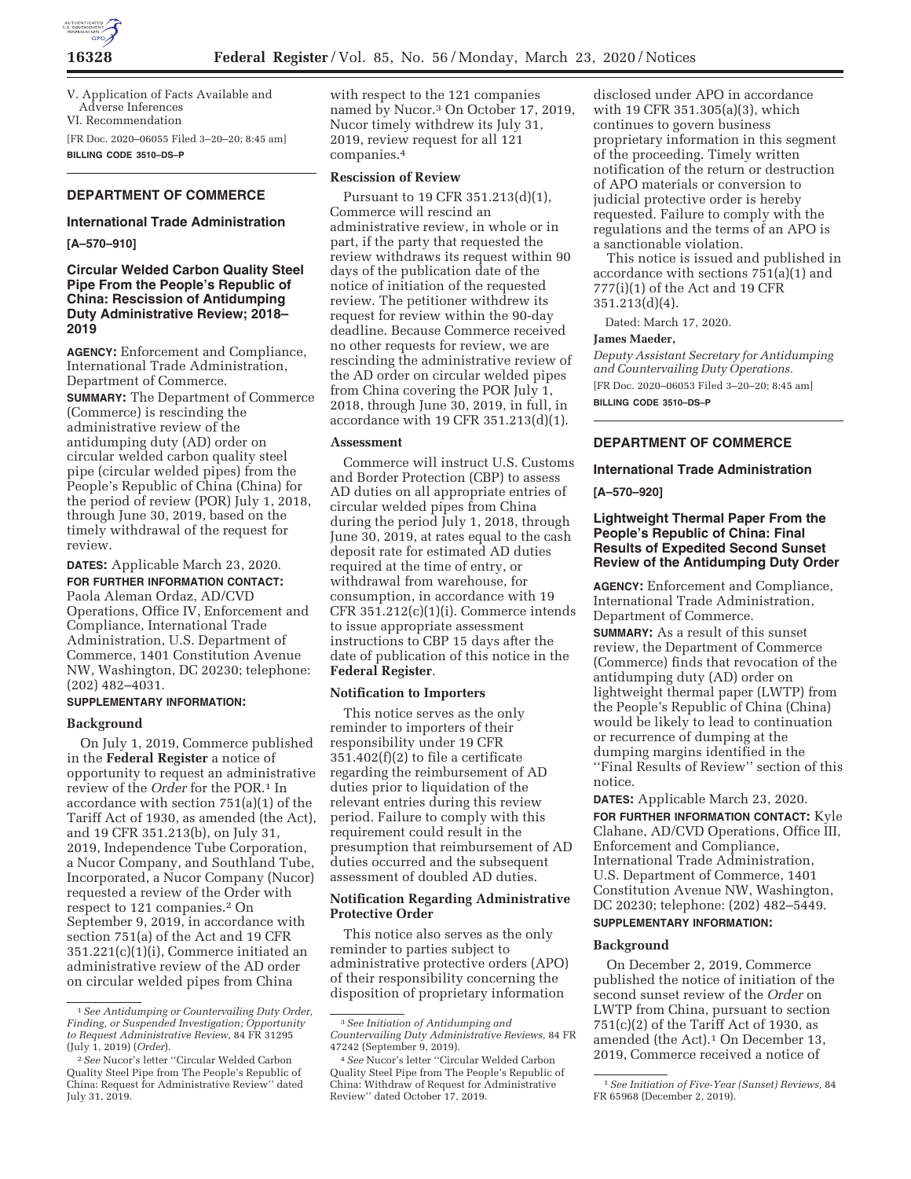V. Application of Facts Available and Adverse Inferences
VI. Recommendation

[FR Doc. 2020–06055 Filed 3–20–20; 8:45 am]

**BILLING CODE 3510–DS–P**

## DEPARTMENT OF COMMERCE

### International Trade Administration

**[A–570–910]**

### Circular Welded Carbon Quality Steel Pipe From the People's Republic of China: Rescission of Antidumping Duty Administrative Review; 2018–2019

**AGENCY:** Enforcement and Compliance, International Trade Administration, Department of Commerce.

**SUMMARY:** The Department of Commerce (Commerce) is rescinding the administrative review of the antidumping duty (AD) order on circular welded carbon quality steel pipe (circular welded pipes) from the People's Republic of China (China) for the period of review (POR) July 1, 2018, through June 30, 2019, based on the timely withdrawal of the request for review.

**DATES:** Applicable March 23, 2020.

**FOR FURTHER INFORMATION CONTACT:** Paola Aleman Ordaz, AD/CVD Operations, Office IV, Enforcement and Compliance, International Trade Administration, U.S. Department of Commerce, 1401 Constitution Avenue NW, Washington, DC 20230; telephone: (202) 482–4031.

**SUPPLEMENTARY INFORMATION:**

#### Background

On July 1, 2019, Commerce published in the **Federal Register** a notice of opportunity to request an administrative review of the *Order* for the POR.[1] In accordance with section 751(a)(1) of the Tariff Act of 1930, as amended (the Act), and 19 CFR 351.213(b), on July 31, 2019, Independence Tube Corporation, a Nucor Company, and Southland Tube, Incorporated, a Nucor Company (Nucor) requested a review of the Order with respect to 121 companies.[2] On September 9, 2019, in accordance with section 751(a) of the Act and 19 CFR 351.221(c)(1)(i), Commerce initiated an administrative review of the AD order on circular welded pipes from China with respect to the 121 companies named by Nucor.[3] On October 17, 2019, Nucor timely withdrew its July 31, 2019, review request for all 121 companies.[4]

#### Rescission of Review

Pursuant to 19 CFR 351.213(d)(1), Commerce will rescind an administrative review, in whole or in part, if the party that requested the review withdraws its request within 90 days of the publication date of the notice of initiation of the requested review. The petitioner withdrew its request for review within the 90-day deadline. Because Commerce received no other requests for review, we are rescinding the administrative review of the AD order on circular welded pipes from China covering the POR July 1, 2018, through June 30, 2019, in full, in accordance with 19 CFR 351.213(d)(1).

#### Assessment

Commerce will instruct U.S. Customs and Border Protection (CBP) to assess AD duties on all appropriate entries of circular welded pipes from China during the period July 1, 2018, through June 30, 2019, at rates equal to the cash deposit rate for estimated AD duties required at the time of entry, or withdrawal from warehouse, for consumption, in accordance with 19 CFR 351.212(c)(1)(i). Commerce intends to issue appropriate assessment instructions to CBP 15 days after the date of publication of this notice in the **Federal Register**.

#### Notification to Importers

This notice serves as the only reminder to importers of their responsibility under 19 CFR 351.402(f)(2) to file a certificate regarding the reimbursement of AD duties prior to liquidation of the relevant entries during this review period. Failure to comply with this requirement could result in the presumption that reimbursement of AD duties occurred and the subsequent assessment of doubled AD duties.

#### Notification Regarding Administrative Protective Order

This notice also serves as the only reminder to parties subject to administrative protective orders (APO) of their responsibility concerning the disposition of proprietary information disclosed under APO in accordance with 19 CFR 351.305(a)(3), which continues to govern business proprietary information in this segment of the proceeding. Timely written notification of the return or destruction of APO materials or conversion to judicial protective order is hereby requested. Failure to comply with the regulations and the terms of an APO is a sanctionable violation.

This notice is issued and published in accordance with sections 751(a)(1) and 777(i)(1) of the Act and 19 CFR 351.213(d)(4).

Dated: March 17, 2020.

**James Maeder,**

*Deputy Assistant Secretary for Antidumping and Countervailing Duty Operations.*

[FR Doc. 2020–06053 Filed 3–20–20; 8:45 am]

**BILLING CODE 3510–DS–P**

[1] *See Antidumping or Countervailing Duty Order, Finding, or Suspended Investigation; Opportunity to Request Administrative Review,* 84 FR 31295 (July 1, 2019) (*Order*).

[2] *See* Nucor's letter ''Circular Welded Carbon Quality Steel Pipe from The People's Republic of China: Request for Administrative Review'' dated July 31, 2019.

[3] *See Initiation of Antidumping and Countervailing Duty Administrative Reviews,* 84 FR 47242 (September 9, 2019).

[4] *See* Nucor's letter ''Circular Welded Carbon Quality Steel Pipe from The People's Republic of China: Withdraw of Request for Administrative Review'' dated October 17, 2019.

## DEPARTMENT OF COMMERCE

### International Trade Administration

**[A–570–920]**

### Lightweight Thermal Paper From the People's Republic of China: Final Results of Expedited Second Sunset Review of the Antidumping Duty Order

**AGENCY:** Enforcement and Compliance, International Trade Administration, Department of Commerce.

**SUMMARY:** As a result of this sunset review, the Department of Commerce (Commerce) finds that revocation of the antidumping duty (AD) order on lightweight thermal paper (LWTP) from the People's Republic of China (China) would be likely to lead to continuation or recurrence of dumping at the dumping margins identified in the ''Final Results of Review'' section of this notice.

**DATES:** Applicable March 23, 2020.

**FOR FURTHER INFORMATION CONTACT:** Kyle Clahane, AD/CVD Operations, Office III, Enforcement and Compliance, International Trade Administration, U.S. Department of Commerce, 1401 Constitution Avenue NW, Washington, DC 20230; telephone: (202) 482–5449.

**SUPPLEMENTARY INFORMATION:**

#### Background

On December 2, 2019, Commerce published the notice of initiation of the second sunset review of the *Order* on LWTP from China, pursuant to section 751(c)(2) of the Tariff Act of 1930, as amended (the Act).[1] On December 13, 2019, Commerce received a notice of

[1] *See Initiation of Five-Year (Sunset) Reviews,* 84 FR 65968 (December 2, 2019).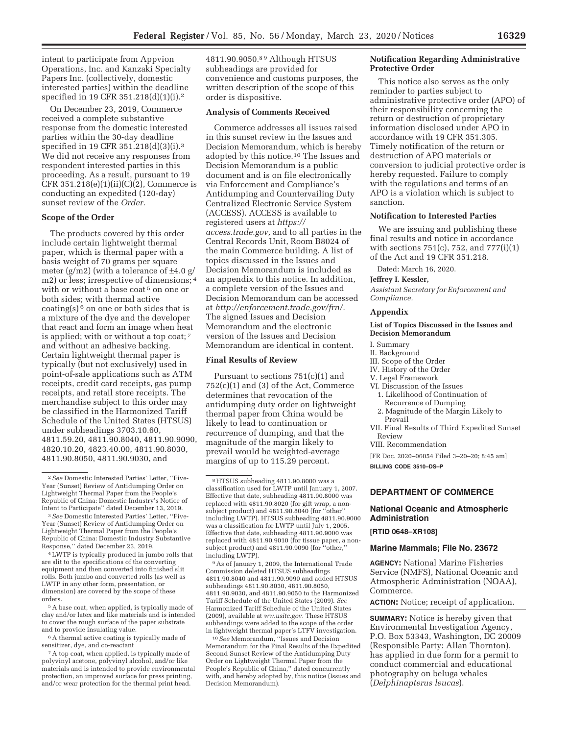intent to participate from Appvion Operations, Inc. and Kanzaki Specialty Papers Inc. (collectively, domestic interested parties) within the deadline specified in 19 CFR 351.218(d)(1)(i).[2]

On December 23, 2019, Commerce received a complete substantive response from the domestic interested parties within the 30-day deadline specified in 19 CFR 351.218(d)(3)(i).[3] We did not receive any responses from respondent interested parties in this proceeding. As a result, pursuant to 19 CFR 351.218(e)(1)(ii)(C)(2), Commerce is conducting an expedited (120-day) sunset review of the *Order.*

### Scope of the Order

The products covered by this order include certain lightweight thermal paper, which is thermal paper with a basis weight of 70 grams per square meter (g/m2) (with a tolerance of ±4.0 g/m2) or less; irrespective of dimensions;[4] with or without a base coat[5] on one or both sides; with thermal active coating(s)[6] on one or both sides that is a mixture of the dye and the developer that react and form an image when heat is applied; with or without a top coat;[7] and without an adhesive backing. Certain lightweight thermal paper is typically (but not exclusively) used in point-of-sale applications such as ATM receipts, credit card receipts, gas pump receipts, and retail store receipts. The merchandise subject to this order may be classified in the Harmonized Tariff Schedule of the United States (HTSUS) under subheadings 3703.10.60, 4811.59.20, 4811.90.8040, 4811.90.9090, 4820.10.20, 4823.40.00, 4811.90.8030, 4811.90.8050, 4811.90.9030, and 4811.90.9050.[8][9] Although HTSUS subheadings are provided for convenience and customs purposes, the written description of the scope of this order is dispositive.

### Analysis of Comments Received

Commerce addresses all issues raised in this sunset review in the Issues and Decision Memorandum, which is hereby adopted by this notice.[10] The Issues and Decision Memorandum is a public document and is on file electronically via Enforcement and Compliance's Antidumping and Countervailing Duty Centralized Electronic Service System (ACCESS). ACCESS is available to registered users at *https://access.trade.gov,* and to all parties in the Central Records Unit, Room B8024 of the main Commerce building. A list of topics discussed in the Issues and Decision Memorandum is included as an appendix to this notice. In addition, a complete version of the Issues and Decision Memorandum can be accessed at *http://enforcement.trade.gov/frn/.* The signed Issues and Decision Memorandum and the electronic version of the Issues and Decision Memorandum are identical in content.

### Final Results of Review

Pursuant to sections 751(c)(1) and 752(c)(1) and (3) of the Act, Commerce determines that revocation of the antidumping duty order on lightweight thermal paper from China would be likely to lead to continuation or recurrence of dumping, and that the magnitude of the margin likely to prevail would be weighted-average margins of up to 115.29 percent.

### Notification Regarding Administrative Protective Order

This notice also serves as the only reminder to parties subject to administrative protective order (APO) of their responsibility concerning the return or destruction of proprietary information disclosed under APO in accordance with 19 CFR 351.305. Timely notification of the return or destruction of APO materials or conversion to judicial protective order is hereby requested. Failure to comply with the regulations and terms of an APO is a violation which is subject to sanction.

### Notification to Interested Parties

We are issuing and publishing these final results and notice in accordance with sections 751(c), 752, and 777(i)(1) of the Act and 19 CFR 351.218.

Dated: March 16, 2020.

**Jeffrey I. Kessler,**

*Assistant Secretary for Enforcement and Compliance.*

### Appendix

#### List of Topics Discussed in the Issues and Decision Memorandum

I. Summary
II. Background
III. Scope of the Order
IV. History of the Order
V. Legal Framework
VI. Discussion of the Issues
1. Likelihood of Continuation of Recurrence of Dumping
2. Magnitude of the Margin Likely to Prevail
VII. Final Results of Third Expedited Sunset Review
VIII. Recommendation

[FR Doc. 2020–06054 Filed 3–20–20; 8:45 am]

**BILLING CODE 3510–DS–P**

---

[2] *See* Domestic Interested Parties' Letter, "Five-Year (Sunset) Review of Antidumping Order on Lightweight Thermal Paper from the People's Republic of China: Domestic Industry's Notice of Intent to Participate" dated December 13, 2019.

[3] *See* Domestic Interested Parties' Letter, "Five-Year (Sunset) Review of Antidumping Order on Lightweight Thermal Paper from the People's Republic of China: Domestic Industry Substantive Response," dated December 23, 2019.

[4] LWTP is typically produced in jumbo rolls that are slit to the specifications of the converting equipment and then converted into finished slit rolls. Both jumbo and converted rolls (as well as LWTP in any other form, presentation, or dimension) are covered by the scope of these orders.

[5] A base coat, when applied, is typically made of clay and/or latex and like materials and is intended to cover the rough surface of the paper substrate and to provide insulating value.

[6] A thermal active coating is typically made of sensitizer, dye, and co-reactant

[7] A top coat, when applied, is typically made of polyvinyl acetone, polyvinyl alcohol, and/or like materials and is intended to provide environmental protection, an improved surface for press printing, and/or wear protection for the thermal print head.

[8] HTSUS subheading 4811.90.8000 was a classification used for LWTP until January 1, 2007. Effective that date, subheading 4811.90.8000 was replaced with 4811.90.8020 (for gift wrap, a non-subject product) and 4811.90.8040 (for "other" including LWTP). HTSUS subheading 4811.90.9000 was a classification for LWTP until July 1, 2005. Effective that date, subheading 4811.90.9000 was replaced with 4811.90.9010 (for tissue paper, a non-subject product) and 4811.90.9090 (for "other," including LWTP).

[9] As of January 1, 2009, the International Trade Commission deleted HTSUS subheadings 4811.90.8040 and 4811.90.9090 and added HTSUS subheadings 4811.90.8030, 4811.90.8050, 4811.90.9030, and 4811.90.9050 to the Harmonized Tariff Schedule of the United States (2009). *See* Harmonized Tariff Schedule of the United States (2009), available at *ww.usitc.gov.* These HTSUS subheadings were added to the scope of the order in lightweight thermal paper's LTFV investigation.

[10] *See* Memorandum, "Issues and Decision Memorandum for the Final Results of the Expedited Second Sunset Review of the Antidumping Duty Order on Lightweight Thermal Paper from the People's Republic of China," dated concurrently with, and hereby adopted by, this notice (Issues and Decision Memorandum).

---

## DEPARTMENT OF COMMERCE

### National Oceanic and Atmospheric Administration

**[RTID 0648–XR108]**

### Marine Mammals; File No. 23672

**AGENCY:** National Marine Fisheries Service (NMFS), National Oceanic and Atmospheric Administration (NOAA), Commerce.

**ACTION:** Notice; receipt of application.

**SUMMARY:** Notice is hereby given that Environmental Investigation Agency, P.O. Box 53343, Washington, DC 20009 (Responsible Party: Allan Thornton), has applied in due form for a permit to conduct commercial and educational photography on beluga whales (*Delphinapterus leucas*).